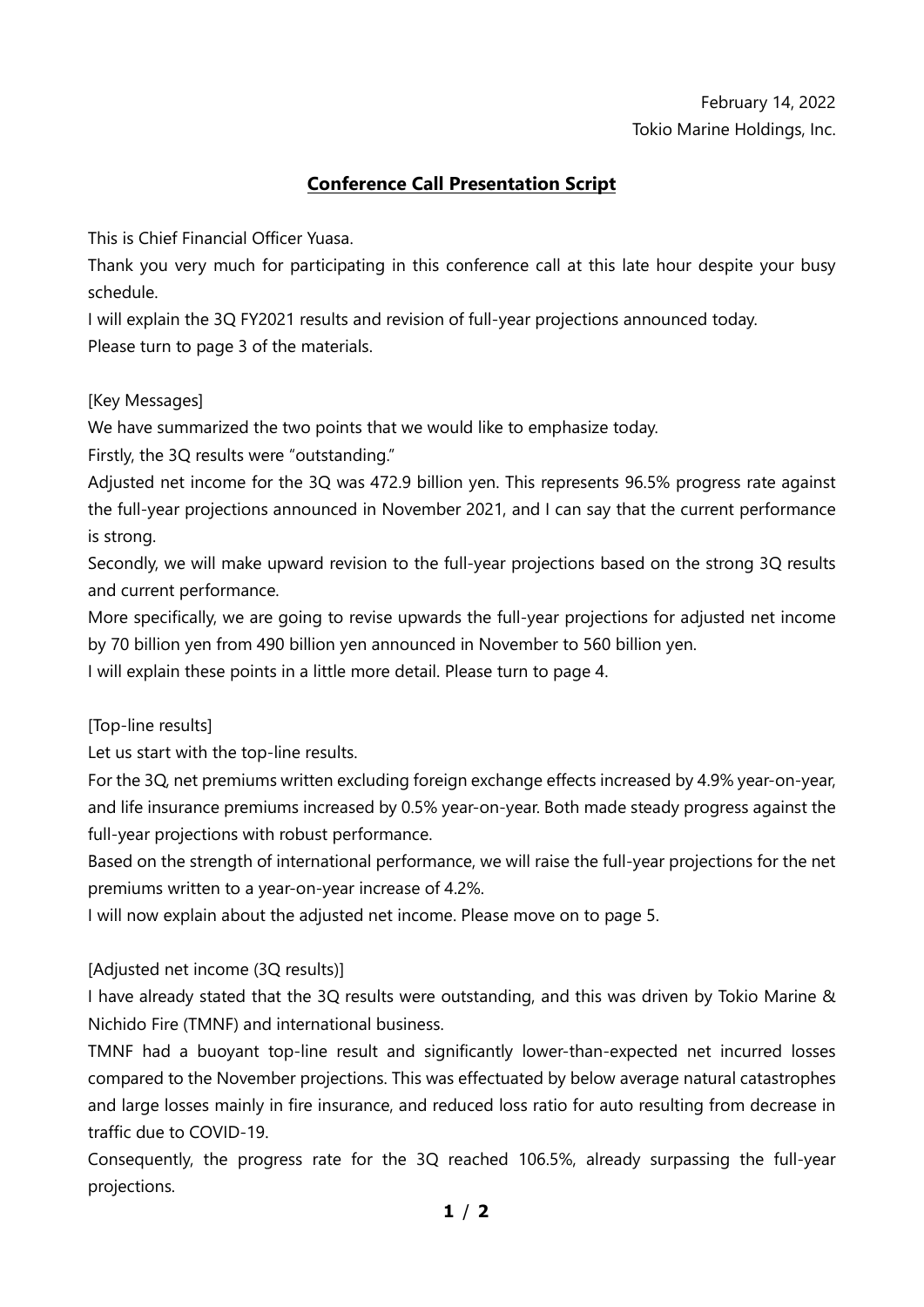February 14, 2022
Tokio Marine Holdings, Inc.

# Conference Call Presentation Script

This is Chief Financial Officer Yuasa.

Thank you very much for participating in this conference call at this late hour despite your busy schedule.

I will explain the 3Q FY2021 results and revision of full-year projections announced today.

Please turn to page 3 of the materials.

[Key Messages]

We have summarized the two points that we would like to emphasize today.

Firstly, the 3Q results were "outstanding."

Adjusted net income for the 3Q was 472.9 billion yen. This represents 96.5% progress rate against the full-year projections announced in November 2021, and I can say that the current performance is strong.

Secondly, we will make upward revision to the full-year projections based on the strong 3Q results and current performance.

More specifically, we are going to revise upwards the full-year projections for adjusted net income by 70 billion yen from 490 billion yen announced in November to 560 billion yen.

I will explain these points in a little more detail. Please turn to page 4.

[Top-line results]

Let us start with the top-line results.

For the 3Q, net premiums written excluding foreign exchange effects increased by 4.9% year-on-year, and life insurance premiums increased by 0.5% year-on-year. Both made steady progress against the full-year projections with robust performance.

Based on the strength of international performance, we will raise the full-year projections for the net premiums written to a year-on-year increase of 4.2%.

I will now explain about the adjusted net income. Please move on to page 5.

[Adjusted net income (3Q results)]

I have already stated that the 3Q results were outstanding, and this was driven by Tokio Marine & Nichido Fire (TMNF) and international business.

TMNF had a buoyant top-line result and significantly lower-than-expected net incurred losses compared to the November projections. This was effectuated by below average natural catastrophes and large losses mainly in fire insurance, and reduced loss ratio for auto resulting from decrease in traffic due to COVID-19.

Consequently, the progress rate for the 3Q reached 106.5%, already surpassing the full-year projections.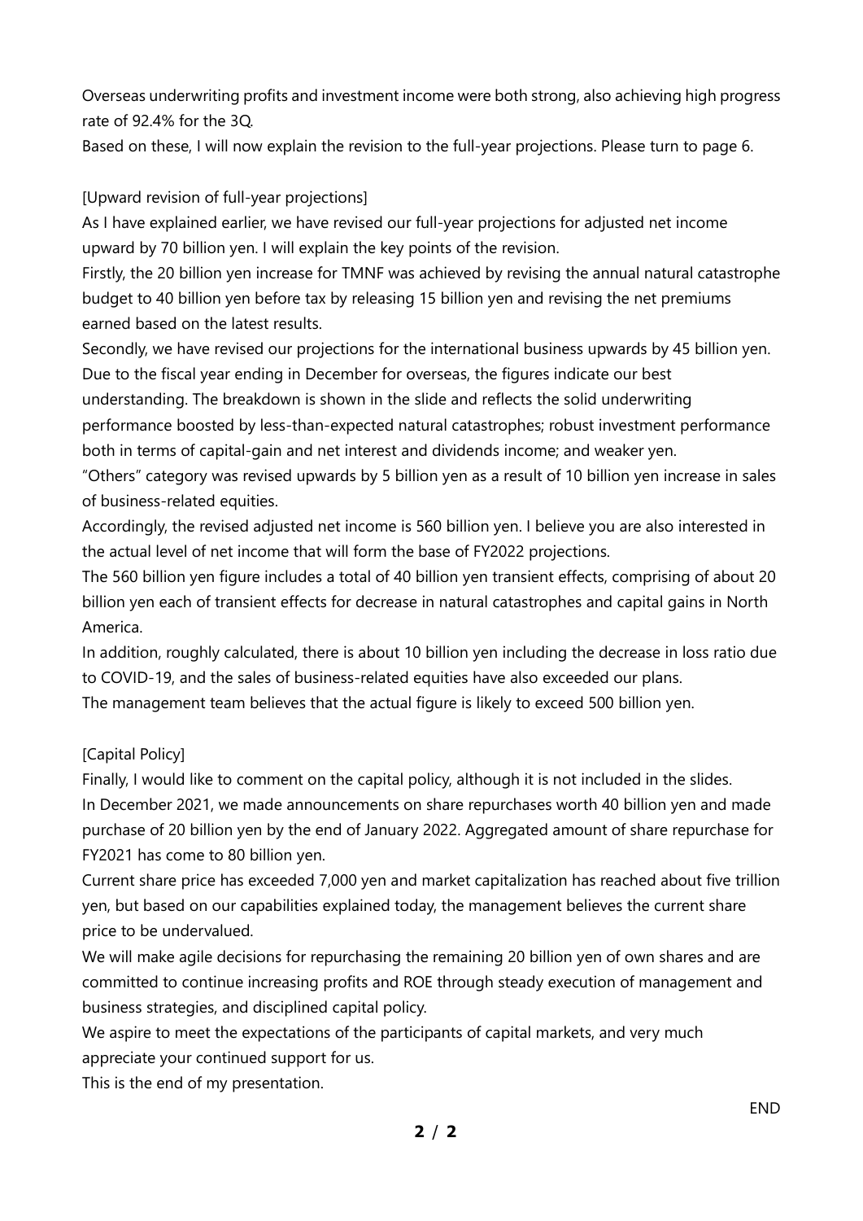Overseas underwriting profits and investment income were both strong, also achieving high progress rate of 92.4% for the 3Q.

Based on these, I will now explain the revision to the full-year projections. Please turn to page 6.

[Upward revision of full-year projections]

As I have explained earlier, we have revised our full-year projections for adjusted net income upward by 70 billion yen. I will explain the key points of the revision.

Firstly, the 20 billion yen increase for TMNF was achieved by revising the annual natural catastrophe budget to 40 billion yen before tax by releasing 15 billion yen and revising the net premiums earned based on the latest results.

Secondly, we have revised our projections for the international business upwards by 45 billion yen. Due to the fiscal year ending in December for overseas, the figures indicate our best understanding. The breakdown is shown in the slide and reflects the solid underwriting performance boosted by less-than-expected natural catastrophes; robust investment performance both in terms of capital-gain and net interest and dividends income; and weaker yen.

"Others" category was revised upwards by 5 billion yen as a result of 10 billion yen increase in sales of business-related equities.

Accordingly, the revised adjusted net income is 560 billion yen. I believe you are also interested in the actual level of net income that will form the base of FY2022 projections.

The 560 billion yen figure includes a total of 40 billion yen transient effects, comprising of about 20 billion yen each of transient effects for decrease in natural catastrophes and capital gains in North America.

In addition, roughly calculated, there is about 10 billion yen including the decrease in loss ratio due to COVID-19, and the sales of business-related equities have also exceeded our plans.

The management team believes that the actual figure is likely to exceed 500 billion yen.

[Capital Policy]

Finally, I would like to comment on the capital policy, although it is not included in the slides.

In December 2021, we made announcements on share repurchases worth 40 billion yen and made purchase of 20 billion yen by the end of January 2022. Aggregated amount of share repurchase for FY2021 has come to 80 billion yen.

Current share price has exceeded 7,000 yen and market capitalization has reached about five trillion yen, but based on our capabilities explained today, the management believes the current share price to be undervalued.

We will make agile decisions for repurchasing the remaining 20 billion yen of own shares and are committed to continue increasing profits and ROE through steady execution of management and business strategies, and disciplined capital policy.

We aspire to meet the expectations of the participants of capital markets, and very much appreciate your continued support for us.

This is the end of my presentation.

END